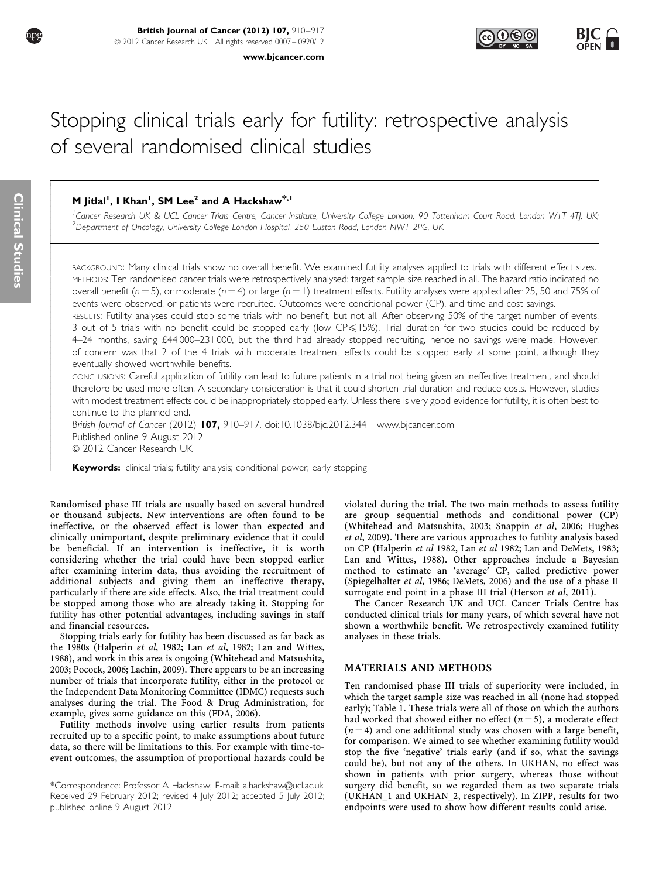# Stopping clinical trials early for futility: retrospective analysis of several randomised clinical studies

**M Jitlal[1], I Khan[1], SM Lee[2] and A Hackshaw*[,1]**

[1]Cancer Research UK & UCL Cancer Trials Centre, Cancer Institute, University College London, 90 Tottenham Court Road, London W1T 4TJ, UK; [2]Department of Oncology, University College London Hospital, 250 Euston Road, London NW1 2PG, UK

BACKGROUND: Many clinical trials show no overall benefit. We examined futility analyses applied to trials with different effect sizes.

METHODS: Ten randomised cancer trials were retrospectively analysed; target sample size reached in all. The hazard ratio indicated no overall benefit ($n=5$), or moderate ($n=4$) or large ($n=1$) treatment effects. Futility analyses were applied after 25, 50 and 75% of events were observed, or patients were recruited. Outcomes were conditional power (CP), and time and cost savings.

RESULTS: Futility analyses could stop some trials with no benefit, but not all. After observing 50% of the target number of events, 3 out of 5 trials with no benefit could be stopped early (low CP$\leqslant$15%). Trial duration for two studies could be reduced by 4–24 months, saving £44 000–231 000, but the third had already stopped recruiting, hence no savings were made. However, of concern was that 2 of the 4 trials with moderate treatment effects could be stopped early at some point, although they eventually showed worthwhile benefits.

CONCLUSIONS: Careful application of futility can lead to future patients in a trial not being given an ineffective treatment, and should therefore be used more often. A secondary consideration is that it could shorten trial duration and reduce costs. However, studies with modest treatment effects could be inappropriately stopped early. Unless there is very good evidence for futility, it is often best to continue to the planned end.

*British Journal of Cancer* (2012) **107,** 910–917. doi:10.1038/bjc.2012.344 www.bjcancer.com
Published online 9 August 2012
© 2012 Cancer Research UK

**Keywords:** clinical trials; futility analysis; conditional power; early stopping

Randomised phase III trials are usually based on several hundred or thousand subjects. New interventions are often found to be ineffective, or the observed effect is lower than expected and clinically unimportant, despite preliminary evidence that it could be beneficial. If an intervention is ineffective, it is worth considering whether the trial could have been stopped earlier after examining interim data, thus avoiding the recruitment of additional subjects and giving them an ineffective therapy, particularly if there are side effects. Also, the trial treatment could be stopped among those who are already taking it. Stopping for futility has other potential advantages, including savings in staff and financial resources.

Stopping trials early for futility has been discussed as far back as the 1980s (Halperin *et al*, 1982; Lan *et al*, 1982; Lan and Wittes, 1988), and work in this area is ongoing (Whitehead and Matsushita, 2003; Pocock, 2006; Lachin, 2009). There appears to be an increasing number of trials that incorporate futility, either in the protocol or the Independent Data Monitoring Committee (IDMC) requests such analyses during the trial. The Food & Drug Administration, for example, gives some guidance on this (FDA, 2006).

Futility methods involve using earlier results from patients recruited up to a specific point, to make assumptions about future data, so there will be limitations to this. For example with time-to-event outcomes, the assumption of proportional hazards could be violated during the trial. The two main methods to assess futility are group sequential methods and conditional power (CP) (Whitehead and Matsushita, 2003; Snappin *et al*, 2006; Hughes *et al*, 2009). There are various approaches to futility analysis based on CP (Halperin *et al* 1982, Lan *et al* 1982; Lan and DeMets, 1983; Lan and Wittes, 1988). Other approaches include a Bayesian method to estimate an 'average' CP, called predictive power (Spiegelhalter *et al*, 1986; DeMets, 2006) and the use of a phase II surrogate end point in a phase III trial (Herson *et al*, 2011).

The Cancer Research UK and UCL Cancer Trials Centre has conducted clinical trials for many years, of which several have not shown a worthwhile benefit. We retrospectively examined futility analyses in these trials.

## MATERIALS AND METHODS

Ten randomised phase III trials of superiority were included, in which the target sample size was reached in all (none had stopped early); Table 1. These trials were all of those on which the authors had worked that showed either no effect ($n=5$), a moderate effect ($n=4$) and one additional study was chosen with a large benefit, for comparison. We aimed to see whether examining futility would stop the five 'negative' trials early (and if so, what the savings could be), but not any of the others. In UKHAN, no effect was shown in patients with prior surgery, whereas those without surgery did benefit, so we regarded them as two separate trials (UKHAN_1 and UKHAN_2, respectively). In ZIPP, results for two endpoints were used to show how different results could arise.

*Correspondence: Professor A Hackshaw; E-mail: a.hackshaw@ucl.ac.uk
Received 29 February 2012; revised 4 July 2012; accepted 5 July 2012; published online 9 August 2012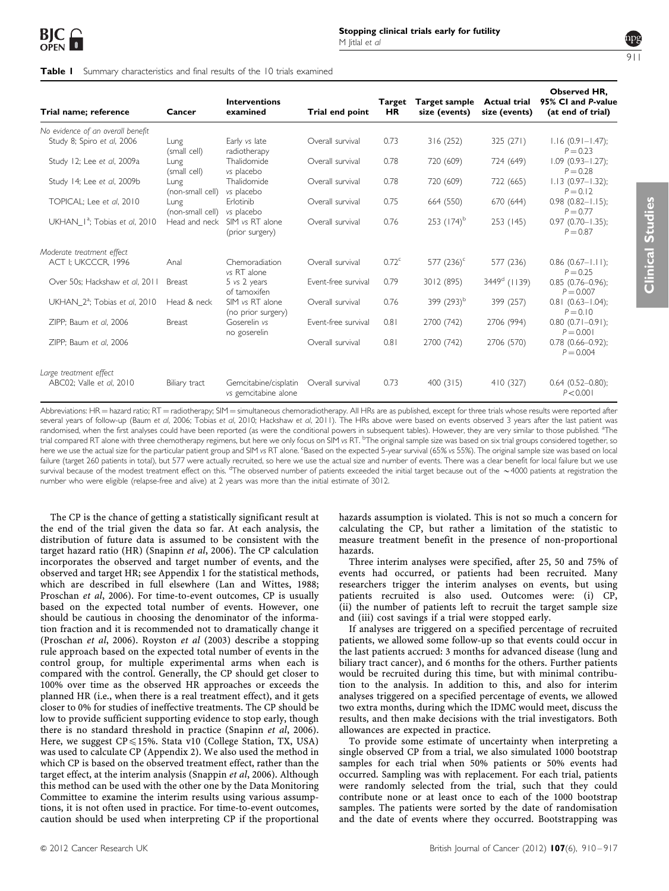**Table 1** Summary characteristics and final results of the 10 trials examined

| Trial name; reference | Cancer | Interventions examined | Trial end point | Target HR | Target sample size (events) | Actual trial size (events) | Observed HR, 95% CI and P-value (at end of trial) |
|---|---|---|---|---|---|---|---|
| *No evidence of an overall benefit* | | | | | | | |
| Study 8; Spiro *et al*, 2006 | Lung (small cell) | Early *vs* late radiotherapy | Overall survival | 0.73 | 316 (252) | 325 (271) | 1.16 (0.91–1.47); P = 0.23 |
| Study 12; Lee *et al*, 2009a | Lung (small cell) | Thalidomide *vs* placebo | Overall survival | 0.78 | 720 (609) | 724 (649) | 1.09 (0.93–1.27); P = 0.28 |
| Study 14; Lee *et al*, 2009b | Lung (non-small cell) | Thalidomide *vs* placebo | Overall survival | 0.78 | 720 (609) | 722 (665) | 1.13 (0.97–1.32); P = 0.12 |
| TOPICAL; Lee *et al*, 2010 | Lung (non-small cell) | Erlotinib *vs* placebo | Overall survival | 0.75 | 664 (550) | 670 (644) | 0.98 (0.82–1.15); P = 0.77 |
| UKHAN_1[a]; Tobias *et al*, 2010 | Head and neck | SIM *vs* RT alone (prior surgery) | Overall survival | 0.76 | 253 (174)[b] | 253 (145) | 0.97 (0.70–1.35); P = 0.87 |
| *Moderate treatment effect* | | | | | | | |
| ACT I; UKCCCR, 1996 | Anal | Chemoradiation *vs* RT alone | Overall survival | 0.72[c] | 577 (236)[c] | 577 (236) | 0.86 (0.67–1.11); P = 0.25 |
| Over 50s; Hackshaw *et al*, 2011 | Breast | 5 *vs* 2 years of tamoxifen | Event-free survival | 0.79 | 3012 (895) | 3449[d] (1139) | 0.85 (0.76–0.96); P = 0.007 |
| UKHAN_2[a]; Tobias *et al*, 2010 | Head & neck | SIM *vs* RT alone (no prior surgery) | Overall survival | 0.76 | 399 (293)[b] | 399 (257) | 0.81 (0.63–1.04); P = 0.10 |
| ZIPP; Baum *et al*, 2006 | Breast | Goserelin *vs* no goserelin | Event-free survival | 0.81 | 2700 (742) | 2706 (994) | 0.80 (0.71–0.91); P = 0.001 |
| ZIPP; Baum *et al*, 2006 | | | Overall survival | 0.81 | 2700 (742) | 2706 (570) | 0.78 (0.66–0.92); P = 0.004 |
| *Large treatment effect* | | | | | | | |
| ABC02; Valle *et al*, 2010 | Biliary tract | Gemcitabine/cisplatin *vs* gemcitabine alone | Overall survival | 0.73 | 400 (315) | 410 (327) | 0.64 (0.52–0.80); P < 0.001 |

Abbreviations: HR = hazard ratio; RT = radiotherapy; SIM = simultaneous chemoradiotherapy. All HRs are as published, except for three trials whose results were reported after several years of follow-up (Baum *et al*, 2006; Tobias *et al*, 2010; Hackshaw *et al*, 2011). The HRs above were based on events observed 3 years after the last patient was randomised, when the first analyses could have been reported (as were the conditional powers in subsequent tables). However, they are very similar to those published. [a]The trial compared RT alone with three chemotherapy regimens, but here we only focus on SIM *vs* RT. [b]The original sample size was based on six trial groups considered together, so here we use the actual size for the particular patient group and SIM *vs* RT alone. [c]Based on the expected 5-year survival (65% *vs* 55%). The original sample size was based on local failure (target 260 patients in total), but 577 were actually recruited, so here we use the actual size and number of events. There was a clear benefit for local failure but we use survival because of the modest treatment effect on this. [d]The observed number of patients exceeded the initial target because out of the ~4000 patients at registration the number who were eligible (relapse-free and alive) at 2 years was more than the initial estimate of 3012.

The CP is the chance of getting a statistically significant result at the end of the trial given the data so far. At each analysis, the distribution of future data is assumed to be consistent with the target hazard ratio (HR) (Snapinn *et al*, 2006). The CP calculation incorporates the observed and target number of events, and the observed and target HR; see Appendix 1 for the statistical methods, which are described in full elsewhere (Lan and Wittes, 1988; Proschan *et al*, 2006). For time-to-event outcomes, CP is usually based on the expected total number of events. However, one should be cautious in choosing the denominator of the information fraction and it is recommended not to dramatically change it (Proschan *et al*, 2006). Royston *et al* (2003) describe a stopping rule approach based on the expected total number of events in the control group, for multiple experimental arms when each is compared with the control. Generally, the CP should get closer to 100% over time as the observed HR approaches or exceeds the planned HR (i.e., when there is a real treatment effect), and it gets closer to 0% for studies of ineffective treatments. The CP should be low to provide sufficient supporting evidence to stop early, though there is no standard threshold in practice (Snapinn *et al*, 2006). Here, we suggest CP$\leqslant$15%. Stata v10 (College Station, TX, USA) was used to calculate CP (Appendix 2). We also used the method in which CP is based on the observed treatment effect, rather than the target effect, at the interim analysis (Snappin *et al*, 2006). Although this method can be used with the other one by the Data Monitoring Committee to examine the interim results using various assumptions, it is not often used in practice. For time-to-event outcomes, caution should be used when interpreting CP if the proportional hazards assumption is violated. This is not so much a concern for calculating the CP, but rather a limitation of the statistic to measure treatment benefit in the presence of non-proportional hazards.

Three interim analyses were specified, after 25, 50 and 75% of events had occurred, or patients had been recruited. Many researchers trigger the interim analyses on events, but using patients recruited is also used. Outcomes were: (i) CP, (ii) the number of patients left to recruit the target sample size and (iii) cost savings if a trial were stopped early.

If analyses are triggered on a specified percentage of recruited patients, we allowed some follow-up so that events could occur in the last patients accrued: 3 months for advanced disease (lung and biliary tract cancer), and 6 months for the others. Further patients would be recruited during this time, but with minimal contribution to the analysis. In addition to this, and also for interim analyses triggered on a specified percentage of events, we allowed two extra months, during which the IDMC would meet, discuss the results, and then make decisions with the trial investigators. Both allowances are expected in practice.

To provide some estimate of uncertainty when interpreting a single observed CP from a trial, we also simulated 1000 bootstrap samples for each trial when 50% patients or 50% events had occurred. Sampling was with replacement. For each trial, patients were randomly selected from the trial, such that they could contribute none or at least once to each of the 1000 bootstrap samples. The patients were sorted by the date of randomisation and the date of events where they occurred. Bootstrapping was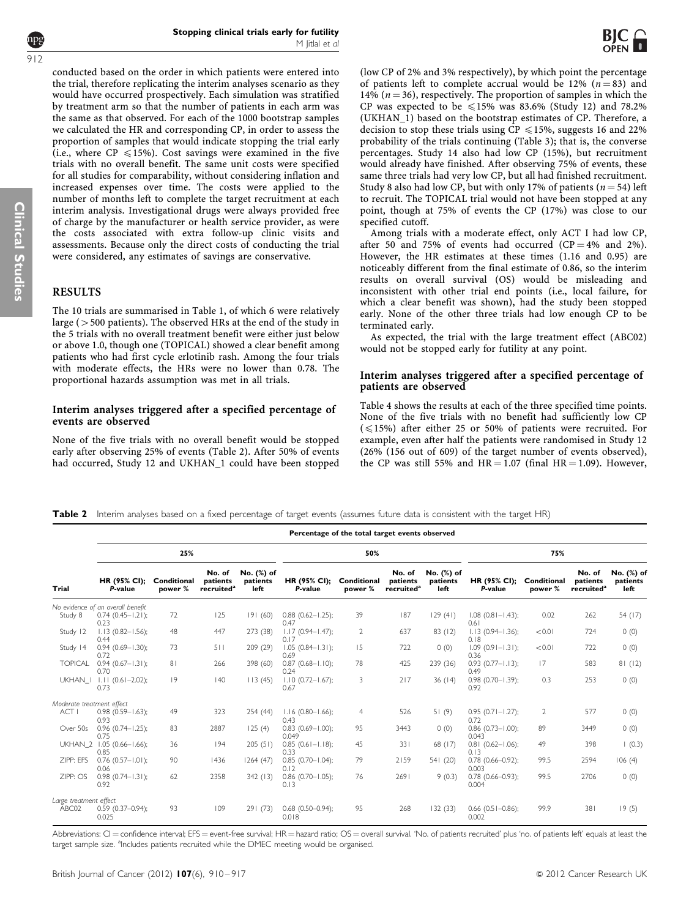conducted based on the order in which patients were entered into the trial, therefore replicating the interim analyses scenario as they would have occurred prospectively. Each simulation was stratified by treatment arm so that the number of patients in each arm was the same as that observed. For each of the 1000 bootstrap samples we calculated the HR and corresponding CP, in order to assess the proportion of samples that would indicate stopping the trial early (i.e., where CP $\leqslant$15%). Cost savings were examined in the five trials with no overall benefit. The same unit costs were specified for all studies for comparability, without considering inflation and increased expenses over time. The costs were applied to the number of months left to complete the target recruitment at each interim analysis. Investigational drugs were always provided free of charge by the manufacturer or health service provider, as were the costs associated with extra follow-up clinic visits and assessments. Because only the direct costs of conducting the trial were considered, any estimates of savings are conservative.

## RESULTS

The 10 trials are summarised in Table 1, of which 6 were relatively large (>500 patients). The observed HRs at the end of the study in the 5 trials with no overall treatment benefit were either just below or above 1.0, though one (TOPICAL) showed a clear benefit among patients who had first cycle erlotinib rash. Among the four trials with moderate effects, the HRs were no lower than 0.78. The proportional hazards assumption was met in all trials.

### Interim analyses triggered after a specified percentage of events are observed

None of the five trials with no overall benefit would be stopped early after observing 25% of events (Table 2). After 50% of events had occurred, Study 12 and UKHAN_1 could have been stopped (low CP of 2% and 3% respectively), by which point the percentage of patients left to complete accrual would be 12% ($n = 83$) and 14% ($n = 36$), respectively. The proportion of samples in which the CP was expected to be $\leqslant$15% was 83.6% (Study 12) and 78.2% (UKHAN_1) based on the bootstrap estimates of CP. Therefore, a decision to stop these trials using CP $\leqslant$15%, suggests 16 and 22% probability of the trials continuing (Table 3); that is, the converse percentages. Study 14 also had low CP (15%), but recruitment would already have finished. After observing 75% of events, these same three trials had very low CP, but all had finished recruitment. Study 8 also had low CP, but with only 17% of patients ($n = 54$) left to recruit. The TOPICAL trial would not have been stopped at any point, though at 75% of events the CP (17%) was close to our specified cutoff.

Among trials with a moderate effect, only ACT I had low CP, after 50 and 75% of events had occurred (CP = 4% and 2%). However, the HR estimates at these times (1.16 and 0.95) are noticeably different from the final estimate of 0.86, so the interim results on overall survival (OS) would be misleading and inconsistent with other trial end points (i.e., local failure, for which a clear benefit was shown), had the study been stopped early. None of the other three trials had low enough CP to be terminated early.

As expected, the trial with the large treatment effect (ABC02) would not be stopped early for futility at any point.

### Interim analyses triggered after a specified percentage of patients are observed

Table 4 shows the results at each of the three specified time points. None of the five trials with no benefit had sufficiently low CP ($\leqslant$15%) after either 25 or 50% of patients were recruited. For example, even after half the patients were randomised in Study 12 (26% (156 out of 609) of the target number of events observed), the CP was still 55% and HR = 1.07 (final HR = 1.09). However,

**Table 2** Interim analyses based on a fixed percentage of target events (assumes future data is consistent with the target HR)

| | Percentage of the total target events observed | | | | | | | | | | | |
|---|---|---|---|---|---|---|---|---|---|---|---|---|
| | 25% | | | | 50% | | | | 75% | | | |
| Trial | HR (95% CI); P-value | Conditional power % | No. of patients recruited[a] | No. (%) of patients left | HR (95% CI); P-value | Conditional power % | No. of patients recruited[a] | No. (%) of patients left | HR (95% CI); P-value | Conditional power % | No. of patients recruited[a] | No. (%) of patients left |
| *No evidence of an overall benefit* | | | | | | | | | | | | |
| Study 8 | 0.74 (0.45–1.21); 0.23 | 72 | 125 | 191 (60) | 0.88 (0.62–1.25); 0.47 | 39 | 187 | 129 (41) | 1.08 (0.81–1.43); 0.61 | 0.02 | 262 | 54 (17) |
| Study 12 | 1.13 (0.82–1.56); 0.44 | 48 | 447 | 273 (38) | 1.17 (0.94–1.47); 0.17 | 2 | 637 | 83 (12) | 1.13 (0.94–1.36); 0.18 | <0.01 | 724 | 0 (0) |
| Study 14 | 0.94 (0.69–1.30); 0.72 | 73 | 511 | 209 (29) | 1.05 (0.84–1.31); 0.69 | 15 | 722 | 0 (0) | 1.09 (0.91–1.31); 0.36 | <0.01 | 722 | 0 (0) |
| TOPICAL | 0.94 (0.67–1.31); 0.70 | 81 | 266 | 398 (60) | 0.87 (0.68–1.10); 0.24 | 78 | 425 | 239 (36) | 0.93 (0.77–1.13); 0.49 | 17 | 583 | 81 (12) |
| UKHAN_1 | 1.11 (0.61–2.02); 0.73 | 19 | 140 | 113 (45) | 1.10 (0.72–1.67); 0.67 | 3 | 217 | 36 (14) | 0.98 (0.70–1.39); 0.92 | 0.3 | 253 | 0 (0) |
| *Moderate treatment effect* | | | | | | | | | | | | |
| ACT I | 0.98 (0.59–1.63); 0.93 | 49 | 323 | 254 (44) | 1.16 (0.80–1.66); 0.43 | 4 | 526 | 51 (9) | 0.95 (0.71–1.27); 0.72 | 2 | 577 | 0 (0) |
| Over 50s | 0.96 (0.74–1.25); 0.75 | 83 | 2887 | 125 (4) | 0.83 (0.69–1.00); 0.049 | 95 | 3443 | 0 (0) | 0.86 (0.73–1.00); 0.043 | 89 | 3449 | 0 (0) |
| UKHAN_2 | 1.05 (0.66–1.66); 0.85 | 36 | 194 | 205 (51) | 0.85 (0.61–1.18); 0.33 | 45 | 331 | 68 (17) | 0.81 (0.62–1.06); 0.13 | 49 | 398 | 1 (0.3) |
| ZIPP: EFS | 0.76 (0.57–1.01); 0.06 | 90 | 1436 | 1264 (47) | 0.85 (0.70–1.04); 0.12 | 79 | 2159 | 541 (20) | 0.78 (0.66–0.92); 0.003 | 99.5 | 2594 | 106 (4) |
| ZIPP: OS | 0.98 (0.74–1.31); 0.92 | 62 | 2358 | 342 (13) | 0.86 (0.70–1.05); 0.13 | 76 | 2691 | 9 (0.3) | 0.78 (0.66–0.93); 0.004 | 99.5 | 2706 | 0 (0) |
| *Large treatment effect* | | | | | | | | | | | | |
| ABC02 | 0.59 (0.37–0.94); 0.025 | 93 | 109 | 291 (73) | 0.68 (0.50–0.94); 0.018 | 95 | 268 | 132 (33) | 0.66 (0.51–0.86); 0.002 | 99.9 | 381 | 19 (5) |

Abbreviations: CI = confidence interval; EFS = event-free survival; HR = hazard ratio; OS = overall survival. 'No. of patients recruited' plus 'no. of patients left' equals at least the target sample size. [a]Includes patients recruited while the DMEC meeting would be organised.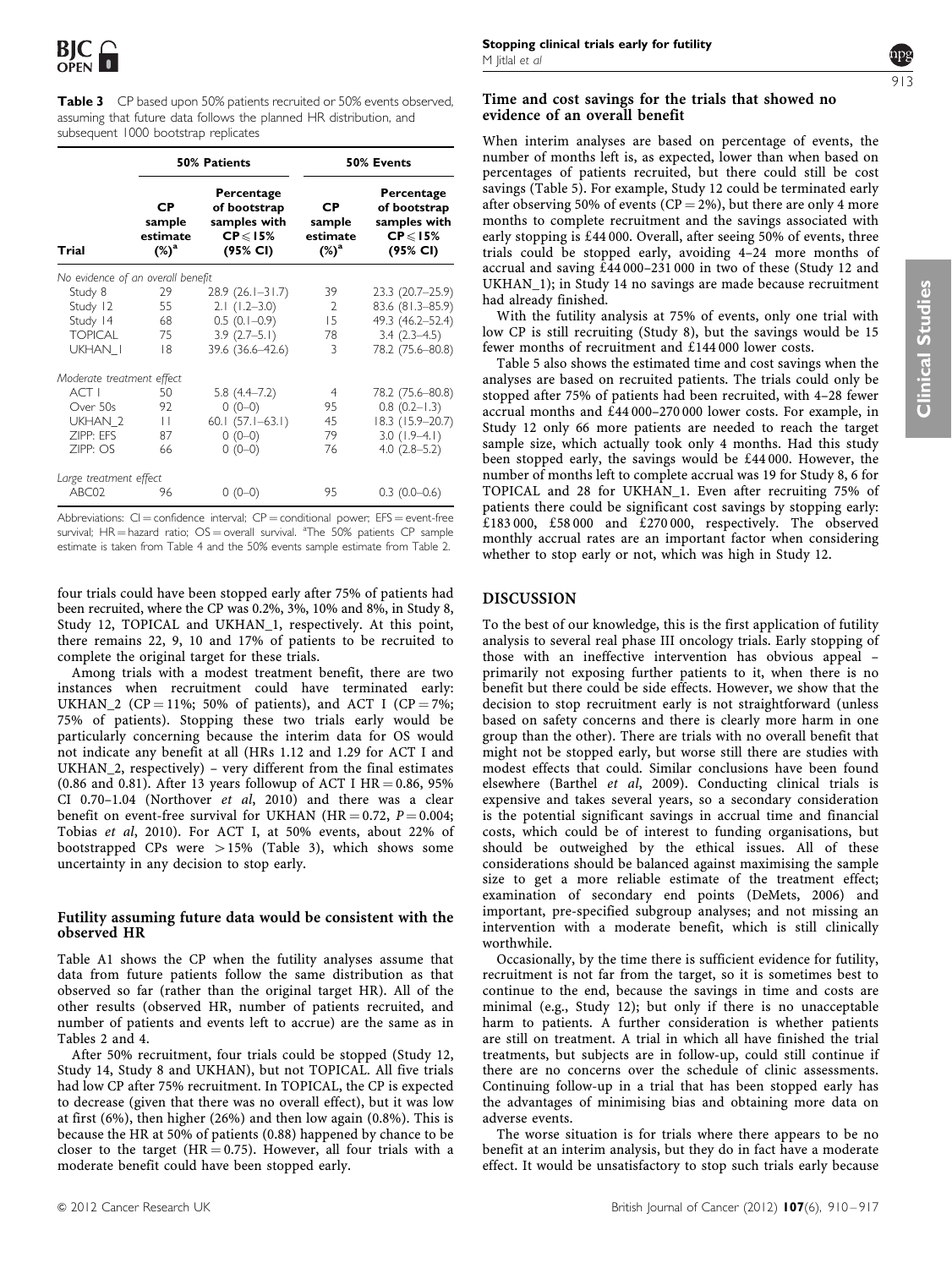**Table 3** CP based upon 50% patients recruited or 50% events observed, assuming that future data follows the planned HR distribution, and subsequent 1000 bootstrap replicates

| | 50% Patients | | 50% Events | |
|---|---|---|---|---|
| Trial | CP sample estimate (%)[a] | Percentage of bootstrap samples with CP ⩽ 15% (95% CI) | CP sample estimate (%)[a] | Percentage of bootstrap samples with CP ⩽ 15% (95% CI) |
| *No evidence of an overall benefit* | | | | |
| Study 8 | 29 | 28.9 (26.1–31.7) | 39 | 23.3 (20.7–25.9) |
| Study 12 | 55 | 2.1 (1.2–3.0) | 2 | 83.6 (81.3–85.9) |
| Study 14 | 68 | 0.5 (0.1–0.9) | 15 | 49.3 (46.2–52.4) |
| TOPICAL | 75 | 3.9 (2.7–5.1) | 78 | 3.4 (2.3–4.5) |
| UKHAN_1 | 18 | 39.6 (36.6–42.6) | 3 | 78.2 (75.6–80.8) |
| *Moderate treatment effect* | | | | |
| ACT I | 50 | 5.8 (4.4–7.2) | 4 | 78.2 (75.6–80.8) |
| Over 50s | 92 | 0 (0–0) | 95 | 0.8 (0.2–1.3) |
| UKHAN_2 | 11 | 60.1 (57.1–63.1) | 45 | 18.3 (15.9–20.7) |
| ZIPP: EFS | 87 | 0 (0–0) | 79 | 3.0 (1.9–4.1) |
| ZIPP: OS | 66 | 0 (0–0) | 76 | 4.0 (2.8–5.2) |
| *Large treatment effect* | | | | |
| ABC02 | 96 | 0 (0–0) | 95 | 0.3 (0.0–0.6) |

Abbreviations: CI = confidence interval; CP = conditional power; EFS = event-free survival; HR = hazard ratio; OS = overall survival. [a]The 50% patients CP sample estimate is taken from Table 4 and the 50% events sample estimate from Table 2.

four trials could have been stopped early after 75% of patients had been recruited, where the CP was 0.2%, 3%, 10% and 8%, in Study 8, Study 12, TOPICAL and UKHAN_1, respectively. At this point, there remains 22, 9, 10 and 17% of patients to be recruited to complete the original target for these trials.

Among trials with a modest treatment benefit, there are two instances when recruitment could have terminated early: UKHAN_2 (CP = 11%; 50% of patients), and ACT I (CP = 7%; 75% of patients). Stopping these two trials early would be particularly concerning because the interim data for OS would not indicate any benefit at all (HRs 1.12 and 1.29 for ACT I and UKHAN_2, respectively) – very different from the final estimates (0.86 and 0.81). After 13 years followup of ACT I HR = 0.86, 95% CI 0.70–1.04 (Northover *et al*, 2010) and there was a clear benefit on event-free survival for UKHAN (HR = 0.72, $P = 0.004$; Tobias *et al*, 2010). For ACT I, at 50% events, about 22% of bootstrapped CPs were >15% (Table 3), which shows some uncertainty in any decision to stop early.

### Futility assuming future data would be consistent with the observed HR

Table A1 shows the CP when the futility analyses assume that data from future patients follow the same distribution as that observed so far (rather than the original target HR). All of the other results (observed HR, number of patients recruited, and number of patients and events left to accrue) are the same as in Tables 2 and 4.

After 50% recruitment, four trials could be stopped (Study 12, Study 14, Study 8 and UKHAN), but not TOPICAL. All five trials had low CP after 75% recruitment. In TOPICAL, the CP is expected to decrease (given that there was no overall effect), but it was low at first (6%), then higher (26%) and then low again (0.8%). This is because the HR at 50% of patients (0.88) happened by chance to be closer to the target (HR = 0.75). However, all four trials with a moderate benefit could have been stopped early.

### Time and cost savings for the trials that showed no evidence of an overall benefit

When interim analyses are based on percentage of events, the number of months left is, as expected, lower than when based on percentages of patients recruited, but there could still be cost savings (Table 5). For example, Study 12 could be terminated early after observing 50% of events (CP = 2%), but there are only 4 more months to complete recruitment and the savings associated with early stopping is £44 000. Overall, after seeing 50% of events, three trials could be stopped early, avoiding 4–24 more months of accrual and saving £44 000–231 000 in two of these (Study 12 and UKHAN_1); in Study 14 no savings are made because recruitment had already finished.

With the futility analysis at 75% of events, only one trial with low CP is still recruiting (Study 8), but the savings would be 15 fewer months of recruitment and £144 000 lower costs.

Table 5 also shows the estimated time and cost savings when the analyses are based on recruited patients. The trials could only be stopped after 75% of patients had been recruited, with 4–28 fewer accrual months and £44 000–270 000 lower costs. For example, in Study 12 only 66 more patients are needed to reach the target sample size, which actually took only 4 months. Had this study been stopped early, the savings would be £44 000. However, the number of months left to complete accrual was 19 for Study 8, 6 for TOPICAL and 28 for UKHAN_1. Even after recruiting 75% of patients there could be significant cost savings by stopping early: £183 000, £58 000 and £270 000, respectively. The observed monthly accrual rates are an important factor when considering whether to stop early or not, which was high in Study 12.

## DISCUSSION

To the best of our knowledge, this is the first application of futility analysis to several real phase III oncology trials. Early stopping of those with an ineffective intervention has obvious appeal – primarily not exposing further patients to it, when there is no benefit but there could be side effects. However, we show that the decision to stop recruitment early is not straightforward (unless based on safety concerns and there is clearly more harm in one group than the other). There are trials with no overall benefit that might not be stopped early, but worse still there are studies with modest effects that could. Similar conclusions have been found elsewhere (Barthel *et al*, 2009). Conducting clinical trials is expensive and takes several years, so a secondary consideration is the potential significant savings in accrual time and financial costs, which could be of interest to funding organisations, but should be outweighed by the ethical issues. All of these considerations should be balanced against maximising the sample size to get a more reliable estimate of the treatment effect; examination of secondary end points (DeMets, 2006) and important, pre-specified subgroup analyses; and not missing an intervention with a moderate benefit, which is still clinically worthwhile.

Occasionally, by the time there is sufficient evidence for futility, recruitment is not far from the target, so it is sometimes best to continue to the end, because the savings in time and costs are minimal (e.g., Study 12); but only if there is no unacceptable harm to patients. A further consideration is whether patients are still on treatment. A trial in which all have finished the trial treatments, but subjects are in follow-up, could still continue if there are no concerns over the schedule of clinic assessments. Continuing follow-up in a trial that has been stopped early has the advantages of minimising bias and obtaining more data on adverse events.

The worse situation is for trials where there appears to be no benefit at an interim analysis, but they do in fact have a moderate effect. It would be unsatisfactory to stop such trials early because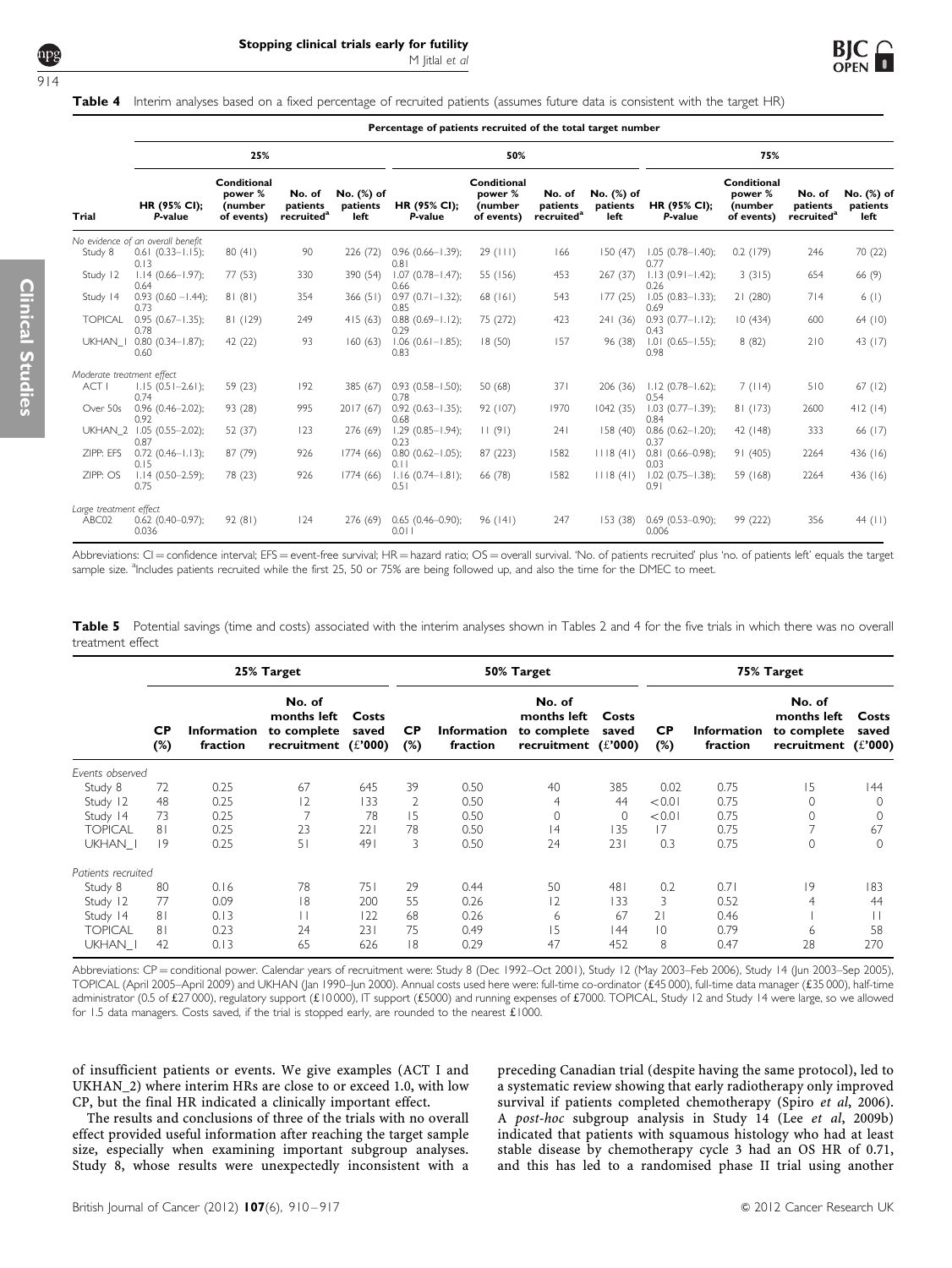**Table 4** Interim analyses based on a fixed percentage of recruited patients (assumes future data is consistent with the target HR)

| | Percentage of patients recruited of the total target number | | | | | | | | | | | |
|---|---|---|---|---|---|---|---|---|---|---|---|---|
| | 25% | | | | 50% | | | | 75% | | | |
| Trial | HR (95% CI); P-value | Conditional power % (number of events) | No. of patients recruited[a] | No. (%) of patients left | HR (95% CI); P-value | Conditional power % (number of events) | No. of patients recruited[a] | No. (%) of patients left | HR (95% CI); P-value | Conditional power % (number of events) | No. of patients recruited[a] | No. (%) of patients left |
| *No evidence of an overall benefit* | | | | | | | | | | | | |
| Study 8 | 0.61 (0.33–1.15); 0.13 | 80 (41) | 90 | 226 (72) | 0.96 (0.66–1.39); 0.81 | 29 (111) | 166 | 150 (47) | 1.05 (0.78–1.40); 0.77 | 0.2 (179) | 246 | 70 (22) |
| Study 12 | 1.14 (0.66–1.97); 0.64 | 77 (53) | 330 | 390 (54) | 1.07 (0.78–1.47); 0.66 | 55 (156) | 453 | 267 (37) | 1.13 (0.91–1.42); 0.26 | 3 (315) | 654 | 66 (9) |
| Study 14 | 0.93 (0.60 –1.44); 0.73 | 81 (81) | 354 | 366 (51) | 0.97 (0.71–1.32); 0.85 | 68 (161) | 543 | 177 (25) | 1.05 (0.83–1.33); 0.69 | 21 (280) | 714 | 6 (1) |
| TOPICAL | 0.95 (0.67–1.35); 0.78 | 81 (129) | 249 | 415 (63) | 0.88 (0.69–1.12); 0.29 | 75 (272) | 423 | 241 (36) | 0.93 (0.77–1.12); 0.43 | 10 (434) | 600 | 64 (10) |
| UKHAN_1 | 0.80 (0.34–1.87); 0.60 | 42 (22) | 93 | 160 (63) | 1.06 (0.61–1.85); 0.83 | 18 (50) | 157 | 96 (38) | 1.01 (0.65–1.55); 0.98 | 8 (82) | 210 | 43 (17) |
| *Moderate treatment effect* | | | | | | | | | | | | |
| ACT I | 1.15 (0.51–2.61); 0.74 | 59 (23) | 192 | 385 (67) | 0.93 (0.58–1.50); 0.78 | 50 (68) | 371 | 206 (36) | 1.12 (0.78–1.62); 0.54 | 7 (114) | 510 | 67 (12) |
| Over 50s | 0.96 (0.46–2.02); 0.92 | 93 (28) | 995 | 2017 (67) | 0.92 (0.63–1.35); 0.68 | 92 (107) | 1970 | 1042 (35) | 1.03 (0.77–1.39); 0.84 | 81 (173) | 2600 | 412 (14) |
| UKHAN_2 | 1.05 (0.55–2.02); 0.87 | 52 (37) | 123 | 276 (69) | 1.29 (0.85–1.94); 0.23 | 11 (91) | 241 | 158 (40) | 0.86 (0.62–1.20); 0.37 | 42 (148) | 333 | 66 (17) |
| ZIPP: EFS | 0.72 (0.46–1.13); 0.15 | 87 (79) | 926 | 1774 (66) | 0.80 (0.62–1.05); 0.11 | 87 (223) | 1582 | 1118 (41) | 0.81 (0.66–0.98); 0.03 | 91 (405) | 2264 | 436 (16) |
| ZIPP: OS | 1.14 (0.50–2.59); 0.75 | 78 (23) | 926 | 1774 (66) | 1.16 (0.74–1.81); 0.51 | 66 (78) | 1582 | 1118 (41) | 1.02 (0.75–1.38); 0.91 | 59 (168) | 2264 | 436 (16) |
| *Large treatment effect* | | | | | | | | | | | | |
| ABC02 | 0.62 (0.40–0.97); 0.036 | 92 (81) | 124 | 276 (69) | 0.65 (0.46–0.90); 0.011 | 96 (141) | 247 | 153 (38) | 0.69 (0.53–0.90); 0.006 | 99 (222) | 356 | 44 (11) |

Abbreviations: CI = confidence interval; EFS = event-free survival; HR = hazard ratio; OS = overall survival. 'No. of patients recruited' plus 'no. of patients left' equals the target sample size. [a]Includes patients recruited while the first 25, 50 or 75% are being followed up, and also the time for the DMEC to meet.

**Table 5** Potential savings (time and costs) associated with the interim analyses shown in Tables 2 and 4 for the five trials in which there was no overall treatment effect

| | 25% Target | | | | 50% Target | | | | 75% Target | | | |
|---|---|---|---|---|---|---|---|---|---|---|---|---|
| | CP (%) | Information fraction | No. of months left to complete recruitment | Costs saved (£'000) | CP (%) | Information fraction | No. of months left to complete recruitment | Costs saved (£'000) | CP (%) | Information fraction | No. of months left to complete recruitment | Costs saved (£'000) |
| *Events observed* | | | | | | | | | | | | |
| Study 8 | 72 | 0.25 | 67 | 645 | 39 | 0.50 | 40 | 385 | 0.02 | 0.75 | 15 | 144 |
| Study 12 | 48 | 0.25 | 12 | 133 | 2 | 0.50 | 4 | 44 | <0.01 | 0.75 | 0 | 0 |
| Study 14 | 73 | 0.25 | 7 | 78 | 15 | 0.50 | 0 | 0 | <0.01 | 0.75 | 0 | 0 |
| TOPICAL | 81 | 0.25 | 23 | 221 | 78 | 0.50 | 14 | 135 | 17 | 0.75 | 7 | 67 |
| UKHAN_1 | 19 | 0.25 | 51 | 491 | 3 | 0.50 | 24 | 231 | 0.3 | 0.75 | 0 | 0 |
| *Patients recruited* | | | | | | | | | | | | |
| Study 8 | 80 | 0.16 | 78 | 751 | 29 | 0.44 | 50 | 481 | 0.2 | 0.71 | 19 | 183 |
| Study 12 | 77 | 0.09 | 18 | 200 | 55 | 0.26 | 12 | 133 | 3 | 0.52 | 4 | 44 |
| Study 14 | 81 | 0.13 | 11 | 122 | 68 | 0.26 | 6 | 67 | 21 | 0.46 | 1 | 11 |
| TOPICAL | 81 | 0.23 | 24 | 231 | 75 | 0.49 | 15 | 144 | 10 | 0.79 | 6 | 58 |
| UKHAN_1 | 42 | 0.13 | 65 | 626 | 18 | 0.29 | 47 | 452 | 8 | 0.47 | 28 | 270 |

Abbreviations: CP = conditional power. Calendar years of recruitment were: Study 8 (Dec 1992–Oct 2001), Study 12 (May 2003–Feb 2006), Study 14 (Jun 2003–Sep 2005), TOPICAL (April 2005–April 2009) and UKHAN (Jan 1990–Jun 2000). Annual costs used here were: full-time co-ordinator (£45 000), full-time data manager (£35 000), half-time administrator (0.5 of £27 000), regulatory support (£10 000), IT support (£5000) and running expenses of £7000. TOPICAL, Study 12 and Study 14 were large, so we allowed for 1.5 data managers. Costs saved, if the trial is stopped early, are rounded to the nearest £1000.

of insufficient patients or events. We give examples (ACT I and UKHAN_2) where interim HRs are close to or exceed 1.0, with low CP, but the final HR indicated a clinically important effect.

The results and conclusions of three of the trials with no overall effect provided useful information after reaching the target sample size, especially when examining important subgroup analyses. Study 8, whose results were unexpectedly inconsistent with a preceding Canadian trial (despite having the same protocol), led to a systematic review showing that early radiotherapy only improved survival if patients completed chemotherapy (Spiro *et al*, 2006). A *post-hoc* subgroup analysis in Study 14 (Lee *et al*, 2009b) indicated that patients with squamous histology who had at least stable disease by chemotherapy cycle 3 had an OS HR of 0.71, and this has led to a randomised phase II trial using another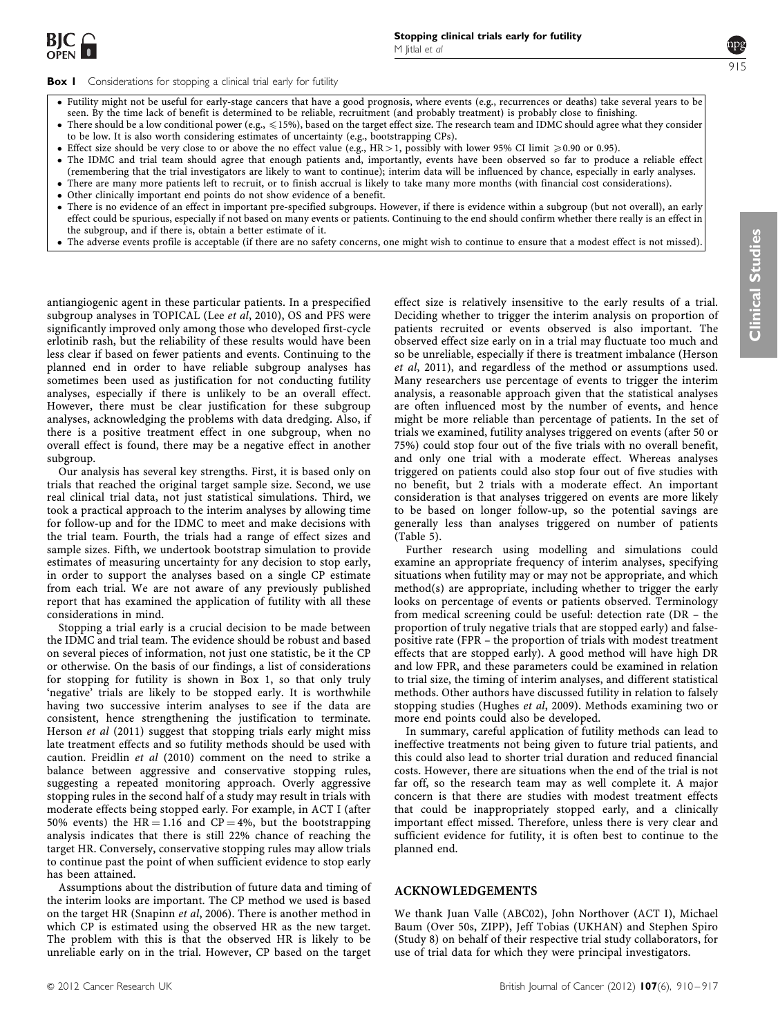**Box 1** Considerations for stopping a clinical trial early for futility

- Futility might not be useful for early-stage cancers that have a good prognosis, where events (e.g., recurrences or deaths) take several years to be seen. By the time lack of benefit is determined to be reliable, recruitment (and probably treatment) is probably close to finishing.
- There should be a low conditional power (e.g., $\leqslant$15%), based on the target effect size. The research team and IDMC should agree what they consider to be low. It is also worth considering estimates of uncertainty (e.g., bootstrapping CPs).
- Effect size should be very close to or above the no effect value (e.g., HR > 1, possibly with lower 95% CI limit $\geqslant$0.90 or 0.95).
- The IDMC and trial team should agree that enough patients and, importantly, events have been observed so far to produce a reliable effect (remembering that the trial investigators are likely to want to continue); interim data will be influenced by chance, especially in early analyses.
- There are many more patients left to recruit, or to finish accrual is likely to take many more months (with financial cost considerations).
- Other clinically important end points do not show evidence of a benefit.
- There is no evidence of an effect in important pre-specified subgroups. However, if there is evidence within a subgroup (but not overall), an early effect could be spurious, especially if not based on many events or patients. Continuing to the end should confirm whether there really is an effect in the subgroup, and if there is, obtain a better estimate of it.
- The adverse events profile is acceptable (if there are no safety concerns, one might wish to continue to ensure that a modest effect is not missed).

antiangiogenic agent in these particular patients. In a prespecified subgroup analyses in TOPICAL (Lee *et al*, 2010), OS and PFS were significantly improved only among those who developed first-cycle erlotinib rash, but the reliability of these results would have been less clear if based on fewer patients and events. Continuing to the planned end in order to have reliable subgroup analyses has sometimes been used as justification for not conducting futility analyses, especially if there is unlikely to be an overall effect. However, there must be clear justification for these subgroup analyses, acknowledging the problems with data dredging. Also, if there is a positive treatment effect in one subgroup, when no overall effect is found, there may be a negative effect in another subgroup.

Our analysis has several key strengths. First, it is based only on trials that reached the original target sample size. Second, we use real clinical trial data, not just statistical simulations. Third, we took a practical approach to the interim analyses by allowing time for follow-up and for the IDMC to meet and make decisions with the trial team. Fourth, the trials had a range of effect sizes and sample sizes. Fifth, we undertook bootstrap simulation to provide estimates of measuring uncertainty for any decision to stop early, in order to support the analyses based on a single CP estimate from each trial. We are not aware of any previously published report that has examined the application of futility with all these considerations in mind.

Stopping a trial early is a crucial decision to be made between the IDMC and trial team. The evidence should be robust and based on several pieces of information, not just one statistic, be it the CP or otherwise. On the basis of our findings, a list of considerations for stopping for futility is shown in Box 1, so that only truly 'negative' trials are likely to be stopped early. It is worthwhile having two successive interim analyses to see if the data are consistent, hence strengthening the justification to terminate. Herson *et al* (2011) suggest that stopping trials early might miss late treatment effects and so futility methods should be used with caution. Freidlin *et al* (2010) comment on the need to strike a balance between aggressive and conservative stopping rules, suggesting a repeated monitoring approach. Overly aggressive stopping rules in the second half of a study may result in trials with moderate effects being stopped early. For example, in ACT I (after 50% events) the HR = 1.16 and CP = 4%, but the bootstrapping analysis indicates that there is still 22% chance of reaching the target HR. Conversely, conservative stopping rules may allow trials to continue past the point of when sufficient evidence to stop early has been attained.

Assumptions about the distribution of future data and timing of the interim looks are important. The CP method we used is based on the target HR (Snapinn *et al*, 2006). There is another method in which CP is estimated using the observed HR as the new target. The problem with this is that the observed HR is likely to be unreliable early on in the trial. However, CP based on the target effect size is relatively insensitive to the early results of a trial. Deciding whether to trigger the interim analysis on proportion of patients recruited or events observed is also important. The observed effect size early on in a trial may fluctuate too much and so be unreliable, especially if there is treatment imbalance (Herson *et al*, 2011), and regardless of the method or assumptions used. Many researchers use percentage of events to trigger the interim analysis, a reasonable approach given that the statistical analyses are often influenced most by the number of events, and hence might be more reliable than percentage of patients. In the set of trials we examined, futility analyses triggered on events (after 50 or 75%) could stop four out of the five trials with no overall benefit, and only one trial with a moderate effect. Whereas analyses triggered on patients could also stop four out of five studies with no benefit, but 2 trials with a moderate effect. An important consideration is that analyses triggered on events are more likely to be based on longer follow-up, so the potential savings are generally less than analyses triggered on number of patients (Table 5).

Further research using modelling and simulations could examine an appropriate frequency of interim analyses, specifying situations when futility may or may not be appropriate, and which method(s) are appropriate, including whether to trigger the early looks on percentage of events or patients observed. Terminology from medical screening could be useful: detection rate (DR – the proportion of truly negative trials that are stopped early) and false-positive rate (FPR – the proportion of trials with modest treatment effects that are stopped early). A good method will have high DR and low FPR, and these parameters could be examined in relation to trial size, the timing of interim analyses, and different statistical methods. Other authors have discussed futility in relation to falsely stopping studies (Hughes *et al*, 2009). Methods examining two or more end points could also be developed.

In summary, careful application of futility methods can lead to ineffective treatments not being given to future trial patients, and this could also lead to shorter trial duration and reduced financial costs. However, there are situations when the end of the trial is not far off, so the research team may as well complete it. A major concern is that there are studies with modest treatment effects that could be inappropriately stopped early, and a clinically important effect missed. Therefore, unless there is very clear and sufficient evidence for futility, it is often best to continue to the planned end.

## ACKNOWLEDGEMENTS

We thank Juan Valle (ABC02), John Northover (ACT I), Michael Baum (Over 50s, ZIPP), Jeff Tobias (UKHAN) and Stephen Spiro (Study 8) on behalf of their respective trial study collaborators, for use of trial data for which they were principal investigators.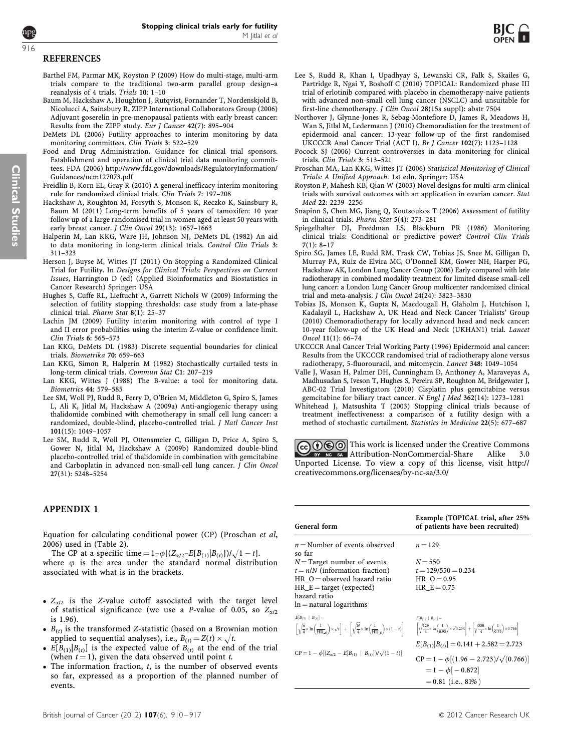## REFERENCES

Barthel FM, Parmar MK, Royston P (2009) How do multi-stage, multi-arm trials compare to the traditional two-arm parallel group design–a reanalysis of 4 trials. *Trials* **10**: 1–10

Baum M, Hackshaw A, Houghton J, Rutqvist, Fornander T, Nordenskjold B, Nicolucci A, Sainsbury R, ZIPP International Collaborators Group (2006) Adjuvant goserelin in pre-menopausal patients with early breast cancer: Results from the ZIPP study. *Eur J Cancer* **42**(7): 895–904

DeMets DL (2006) Futility approaches to interim monitoring by data monitoring committees. *Clin Trials* **3**: 522–529

Food and Drug Administration. Guidance for clinical trial sponsors. Establishment and operation of clinical trial data monitoring committees. FDA (2006) http://www.fda.gov/downloads/RegulatoryInformation/Guidances/ucm127073.pdf

Freidlin B, Korn EL, Gray R (2010) A general inefficacy interim monitoring rule for randomized clinical trials. *Clin Trials* **7**: 197–208

Hackshaw A, Roughton M, Forsyth S, Monson K, Reczko K, Sainsbury R, Baum M (2011) Long-term benefits of 5 years of tamoxifen: 10 year follow up of a large randomised trial in women aged at least 50 years with early breast cancer. *J Clin Oncol* **29**(13): 1657–1663

Halperin M, Lan KKG, Ware JH, Johnson NJ, DeMets DL (1982) An aid to data monitoring in long-term clinical trials. *Control Clin Trials* **3**: 311–323

Herson J, Buyse M, Wittes JT (2011) On Stopping a Randomized Clinical Trial for Futility. In *Designs for Clinical Trials: Perspectives on Current Issues*, Harrington D (ed) (Applied Bioinformatics and Biostatistics in Cancer Research) Springer: USA

Hughes S, Cuffe RL, Lieftucht A, Garrett Nichols W (2009) Informing the selection of futility stopping thresholds: case study from a late-phase clinical trial. *Pharm Stat* **8**(1): 25–37

Lachin JM (2009) Futility interim monitoring with control of type I and II error probabilities using the interim Z-value or confidence limit. *Clin Trials* **6**: 565–573

Lan KKG, DeMets DL (1983) Discrete sequential boundaries for clinical trials. *Biometrika* **70**: 659–663

Lan KKG, Simon R, Halperin M (1982) Stochastically curtailed tests in long-term clinical trials. *Commun Stat* **C1**: 207–219

Lan KKG, Wittes J (1988) The B-value: a tool for monitoring data. *Biometrics* **44**: 579–585

Lee SM, Woll PJ, Rudd R, Ferry D, O'Brien M, Middleton G, Spiro S, James L, Ali K, Jitlal M, Hackshaw A (2009a) Anti-angiogenic therapy using thalidomide combined with chemotherapy in small cell lung cancer: a randomized, double-blind, placebo-controlled trial. *J Natl Cancer Inst* **101**(15): 1049–1057

Lee SM, Rudd R, Woll PJ, Ottensmeier C, Gilligan D, Price A, Spiro S, Gower N, Jitlal M, Hackshaw A (2009b) Randomized double-blind placebo-controlled trial of thalidomide in combination with gemcitabine and Carboplatin in advanced non-small-cell lung cancer. *J Clin Oncol* **27**(31): 5248–5254

Lee S, Rudd R, Khan I, Upadhyay S, Lewanski CR, Falk S, Skailes G, Partridge R, Ngai Y, Boshoff C (2010) TOPICAL: Randomized phase III trial of erlotinib compared with placebo in chemotherapy-naive patients with advanced non-small cell lung cancer (NSCLC) and unsuitable for first-line chemotherapy. *J Clin Oncol* **28**(15s suppl): abstr 7504

Northover J, Glynne-Jones R, Sebag-Montefiore D, James R, Meadows H, Wan S, Jitlal M, Ledermann J (2010) Chemoradiation for the treatment of epidermoid anal cancer: 13-year follow-up of the first randomised UKCCCR Anal Cancer Trial (ACT I). *Br J Cancer* **102**(7): 1123–1128

Pocock SJ (2006) Current controversies in data monitoring for clinical trials. *Clin Trials* **3**: 513–521

Proschan MA, Lan KKG, Wittes JT (2006) *Statistical Monitoring of Clinical Trials: A Unified Approach*. 1st edn. Springer: USA

Royston P, Mahesh KB, Qian W (2003) Novel designs for multi-arm clinical trials with survival outcomes with an application in ovarian cancer. *Stat Med* **22**: 2239–2256

Snapinn S, Chen MG, Jiang Q, Koutsoukos T (2006) Assessment of futility in clinical trials. *Pharm Stat* **5**(4): 273–281

Spiegelhalter DJ, Freedman LS, Blackburn PR (1986) Monitoring clinical trials: Conditional or predictive power? *Control Clin Trials* **7**(1): 8–17

Spiro SG, James LE, Rudd RM, Trask CW, Tobias JS, Snee M, Gilligan D, Murray PA, Ruiz de Elvira MC, O'Donnell KM, Gower NH, Harper PG, Hackshaw AK, London Lung Cancer Group (2006) Early compared with late radiotherapy in combined modality treatment for limited disease small-cell lung cancer: a London Lung Cancer Group multicenter randomized clinical trial and meta-analysis. *J Clin Oncol* 24(24): 3823–3830

Tobias JS, Monson K, Gupta N, Macdougall H, Glaholm J, Hutchison I, Kadalayil L, Hackshaw A, UK Head and Neck Cancer Trialists' Group (2010) Chemoradiotherapy for locally advanced head and neck cancer: 10-year follow-up of the UK Head and Neck (UKHAN1) trial. *Lancet Oncol* **11**(1): 66–74

UKCCCR Anal Cancer Trial Working Party (1996) Epidermoid anal cancer: Results from the UKCCCR randomised trial of radiotherapy alone versus radiotherapy, 5-fluorouracil, and mitomycin. *Lancet* **348**: 1049–1054

Valle J, Wasan H, Palmer DH, Cunningham D, Anthoney A, Maraveyas A, Madhusudan S, Iveson T, Hughes S, Pereira SP, Roughton M, Bridgewater J, ABC-02 Trial Investigators (2010) Cisplatin plus gemcitabine versus gemcitabine for biliary tract cancer. *N Engl J Med* **362**(14): 1273–1281

Whitehead J, Matsushita T (2003) Stopping clinical trials because of treatment ineffectiveness: a comparison of a futility design with a method of stochastic curtailment. *Statistics in Medicine* **22**(5): 677–687

This work is licensed under the Creative Commons Attribution-NonCommercial-Share Alike 3.0 Unported License. To view a copy of this license, visit http://creativecommons.org/licenses/by-nc-sa/3.0/

## APPENDIX 1

Equation for calculating conditional power (CP) (Proschan *et al*, 2006) used in (Table 2).

The CP at a specific time $= 1 - \varphi[(Z_{\alpha/2} - E[B_{(1)}|B_{(t)}])/\sqrt{1-t}]$.

where $\varphi$ is the area under the standard normal distribution associated with what is in the brackets.

- $Z_{\alpha/2}$ is the *Z*-value cutoff associated with the target level of statistical significance (we use a *P*-value of 0.05, so $Z_{\alpha/2}$ is 1.96).
- $B_{(t)}$ is the transformed *Z*-statistic (based on a Brownian motion applied to sequential analyses), i.e., $B_{(t)} = Z(t) \times \sqrt{t}$.
- $E[B_{(1)}|B_{(t)}]$ is the expected value of $B_{(t)}$ at the end of the trial (when $t = 1$), given the data observed until point *t*.
- The information fraction, *t*, is the number of observed events so far, expressed as a proportion of the planned number of events.

| General form | Example (TOPICAL trial, after 25% of patients have been recruited) |
|---|---|
| $n$ = Number of events observed so far | $n = 129$ |
| $N$ = Target number of events | $N = 550$ |
| $t = n/N$ (information fraction) | $t = 129/550 = 0.234$ |
| HR_O = observed hazard ratio | HR_O = 0.95 |
| HR_E = target (expected) hazard ratio | HR_E = 0.75 |
| ln = natural logarithms | |
| $E[B_{(1)} \mid B_{(t)}] = \left[\sqrt{\frac{n}{4}} \times \ln\left(\frac{1}{\text{HR}_o}\right) \times \sqrt{t}\right] + \left[\sqrt{\frac{N}{4}} \times \ln\left(\frac{1}{\text{HR}_E}\right) \times (1-t)\right]$ | $E[B_{(1)} \mid B_{(t)}] = \left[\sqrt{\frac{129}{4}} \times \ln\left(\frac{1}{0.95}\right) \times \sqrt{0.234}\right] + \left[\sqrt{\frac{550}{4}} \times \ln\left(\frac{1}{0.75}\right) \times 0.766\right]$ |
| | $E[B_{(1)}\|B_{(t)}] = 0.141 + 2.582 = 2.723$ |
| $\text{CP} = 1 - \phi[(Z_{\alpha/2} - E[B_{(1)} \mid B_{(t)}])/\sqrt{(1-t)}]$ | $\text{CP} = 1 - \phi[(1.96 - 2.723)/\sqrt{(0.766)}] = 1 - \phi[-0.872] = 0.81$ (i.e., 81%) |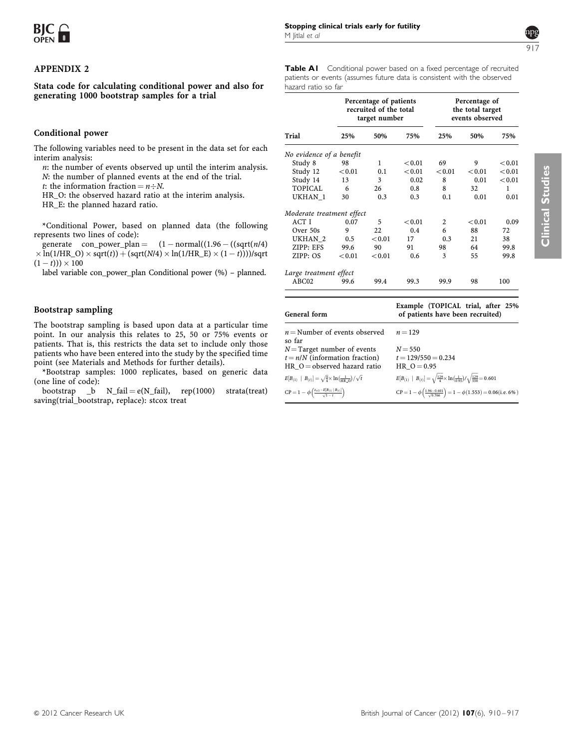## APPENDIX 2

### Stata code for calculating conditional power and also for generating 1000 bootstrap samples for a trial

### Conditional power

The following variables need to be present in the data set for each interim analysis:

$n$: the number of events observed up until the interim analysis.
$N$: the number of planned events at the end of the trial.
$t$: the information fraction $= n \div N$.
HR_O: the observed hazard ratio at the interim analysis.
HR_E: the planned hazard ratio.

*Conditional Power, based on planned data (the following represents two lines of code):

```
generate con_power_plan = (1 − normal((1.96 − ((sqrt(n/4) × ln(1/HR_O) × sqrt(t)) + (sqrt(N/4) × ln(1/HR_E) × (1 − t))))/sqrt(1 − t))) × 100
label variable con_power_plan Conditional power (%) – planned.
```

### Bootstrap sampling

The bootstrap sampling is based upon data at a particular time point. In our analysis this relates to 25, 50 or 75% events or patients. That is, this restricts the data set to include only those patients who have been entered into the study by the specified time point (see Materials and Methods for further details).

*Bootstrap samples: 1000 replicates, based on generic data (one line of code):

```
bootstrap _b N_fail = e(N_fail), rep(1000) strata(treat) saving(trial_bootstrap, replace): stcox treat
```

**Table A1** Conditional power based on a fixed percentage of recruited patients or events (assumes future data is consistent with the observed hazard ratio so far

| Trial | Percentage of patients recruited of the total target number | | | Percentage of the total target events observed | | |
|---|---|---|---|---|---|---|
| | 25% | 50% | 75% | 25% | 50% | 75% |
| *No evidence of a benefit* | | | | | | |
| Study 8 | 98 | 1 | <0.01 | 69 | 9 | <0.01 |
| Study 12 | <0.01 | 0.1 | <0.01 | <0.01 | <0.01 | <0.01 |
| Study 14 | 13 | 3 | 0.02 | 8 | 0.01 | <0.01 |
| TOPICAL | 6 | 26 | 0.8 | 8 | 32 | 1 |
| UKHAN_1 | 30 | 0.3 | 0.3 | 0.1 | 0.01 | 0.01 |
| *Moderate treatment effect* | | | | | | |
| ACT I | 0.07 | 5 | <0.01 | 2 | <0.01 | 0.09 |
| Over 50s | 9 | 22 | 0.4 | 6 | 88 | 72 |
| UKHAN_2 | 0.5 | <0.01 | 17 | 0.3 | 21 | 38 |
| ZIPP: EFS | 99.6 | 90 | 91 | 98 | 64 | 99.8 |
| ZIPP: OS | <0.01 | <0.01 | 0.6 | 3 | 55 | 99.8 |
| *Large treatment effect* | | | | | | |
| ABC02 | 99.6 | 99.4 | 99.3 | 99.9 | 98 | 100 |

| General form | Example (TOPICAL trial, after 25% of patients have been recruited) |
|---|---|
| $n$ = Number of events observed so far | $n = 129$ |
| $N$ = Target number of events | $N = 550$ |
| $t = n/N$ (information fraction) | $t = 129/550 = 0.234$ |
| HR_O = observed hazard ratio | HR_O = 0.95 |
| $E[B_{(1)} \mid B_{(t)}] = \sqrt{\frac{n}{4}} \times \ln\left(\frac{1}{\text{HR\_O}}\right) / \sqrt{t}$ | $E[B_{(1)} \mid B_{(t)}] = \sqrt{\frac{129}{4}} \times \ln\left(\frac{1}{0.95}\right) / \sqrt{\frac{129}{550}} = 0.601$ |
| $\text{CP} = 1 - \phi\left(\frac{z_{\alpha/2} - E[B_{(1)} \mid B_{(t)}]}{\sqrt{1-t}}\right)$ | $\text{CP} = 1 - \phi\left(\frac{1.96 - 0.601}{\sqrt{0.766}}\right) = 1 - \phi(1.553) = 0.06 \text{(i.e. 6\%)}$ |